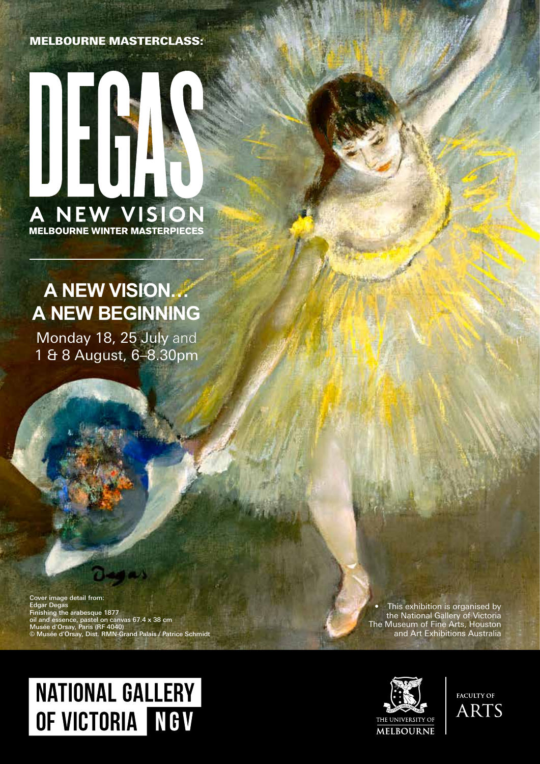MELBOURNE MASTERCLASS:

# DEGAS

## A NEW VISION

MELBOURNE WINTER MASTERPIECES

---

## A NEW VISION… A NEW BEGINNING

Monday 18, 25 July and 1 & 8 August, 6–8.30pm

Cover image detail from:
Edgar Degas
Finishing the arabesque 1877
oil and essence, pastel on canvas 67.4 x 38 cm
Musée d'Orsay, Paris (RF 4040)
© Musée d'Orsay, Dist. RMN-Grand Palais / Patrice Schmidt

• This exhibition is organised by the National Gallery of Victoria The Museum of Fine Arts, Houston and Art Exhibitions Australia

NATIONAL GALLERY OF VICTORIA NGV

THE UNIVERSITY OF MELBOURNE

FACULTY OF ARTS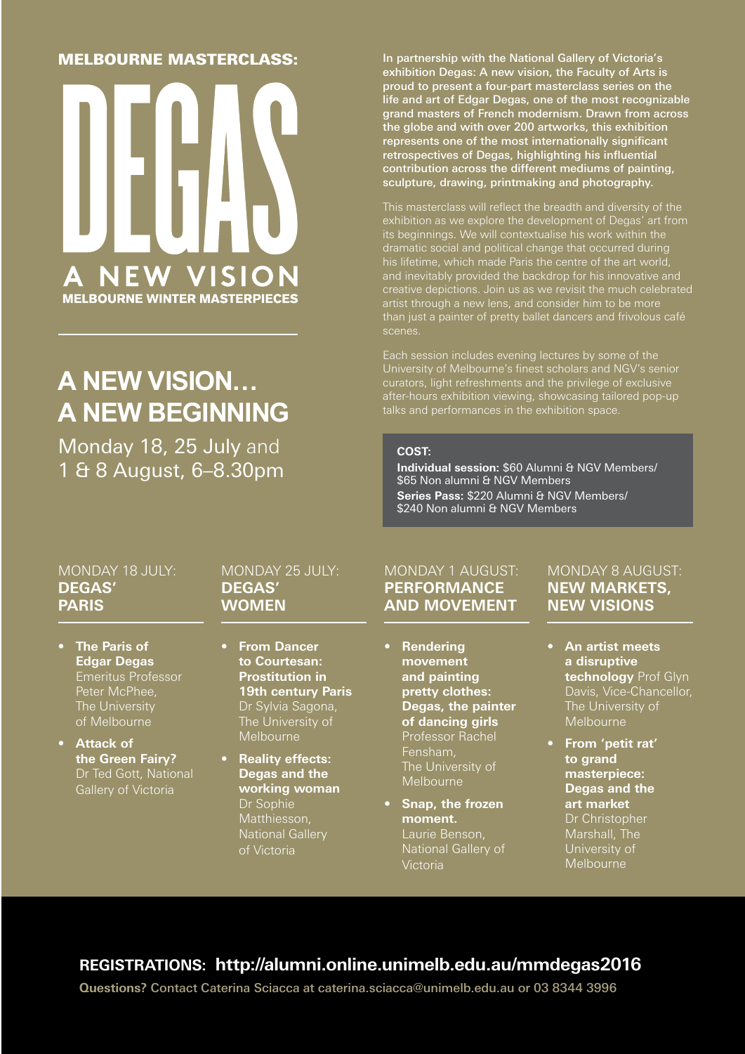## MELBOURNE MASTERCLASS:

# DEGAS

## A NEW VISION

**MELBOURNE WINTER MASTERPIECES**

## A NEW VISION… A NEW BEGINNING

Monday 18, 25 July and 1 & 8 August, 6–8.30pm

**In partnership with the National Gallery of Victoria's exhibition Degas: A new vision, the Faculty of Arts is proud to present a four-part masterclass series on the life and art of Edgar Degas, one of the most recognizable grand masters of French modernism. Drawn from across the globe and with over 200 artworks, this exhibition represents one of the most internationally significant retrospectives of Degas, highlighting his influential contribution across the different mediums of painting, sculpture, drawing, printmaking and photography.**

This masterclass will reflect the breadth and diversity of the exhibition as we explore the development of Degas' art from its beginnings. We will contextualise his work within the dramatic social and political change that occurred during his lifetime, which made Paris the centre of the art world, and inevitably provided the backdrop for his innovative and creative depictions. Join us as we revisit the much celebrated artist through a new lens, and consider him to be more than just a painter of pretty ballet dancers and frivolous café scenes.

Each session includes evening lectures by some of the University of Melbourne's finest scholars and NGV's senior curators, light refreshments and the privilege of exclusive after-hours exhibition viewing, showcasing tailored pop-up talks and performances in the exhibition space.

**COST:**

**Individual session:** $60 Alumni & NGV Members/ $65 Non alumni & NGV Members

**Series Pass:** $220 Alumni & NGV Members/ $240 Non alumni & NGV Members

### MONDAY 18 JULY: DEGAS' PARIS

- **The Paris of Edgar Degas** Emeritus Professor Peter McPhee, The University of Melbourne
- **Attack of the Green Fairy?** Dr Ted Gott, National Gallery of Victoria

### MONDAY 25 JULY: DEGAS' WOMEN

- **From Dancer to Courtesan: Prostitution in 19th century Paris** Dr Sylvia Sagona, The University of Melbourne
- **Reality effects: Degas and the working woman** Dr Sophie Matthiesson, National Gallery of Victoria

### MONDAY 1 AUGUST: PERFORMANCE AND MOVEMENT

- **Rendering movement and painting pretty clothes: Degas, the painter of dancing girls** Professor Rachel Fensham, The University of Melbourne
- **Snap, the frozen moment.** Laurie Benson, National Gallery of Victoria

### MONDAY 8 AUGUST: NEW MARKETS, NEW VISIONS

- **An artist meets a disruptive technology** Prof Glyn Davis, Vice-Chancellor, The University of Melbourne
- **From 'petit rat' to grand masterpiece: Degas and the art market** Dr Christopher Marshall, The University of Melbourne

**REGISTRATIONS: http://alumni.online.unimelb.edu.au/mmdegas2016**

**Questions?** Contact Caterina Sciacca at caterina.sciacca@unimelb.edu.au or 03 8344 3996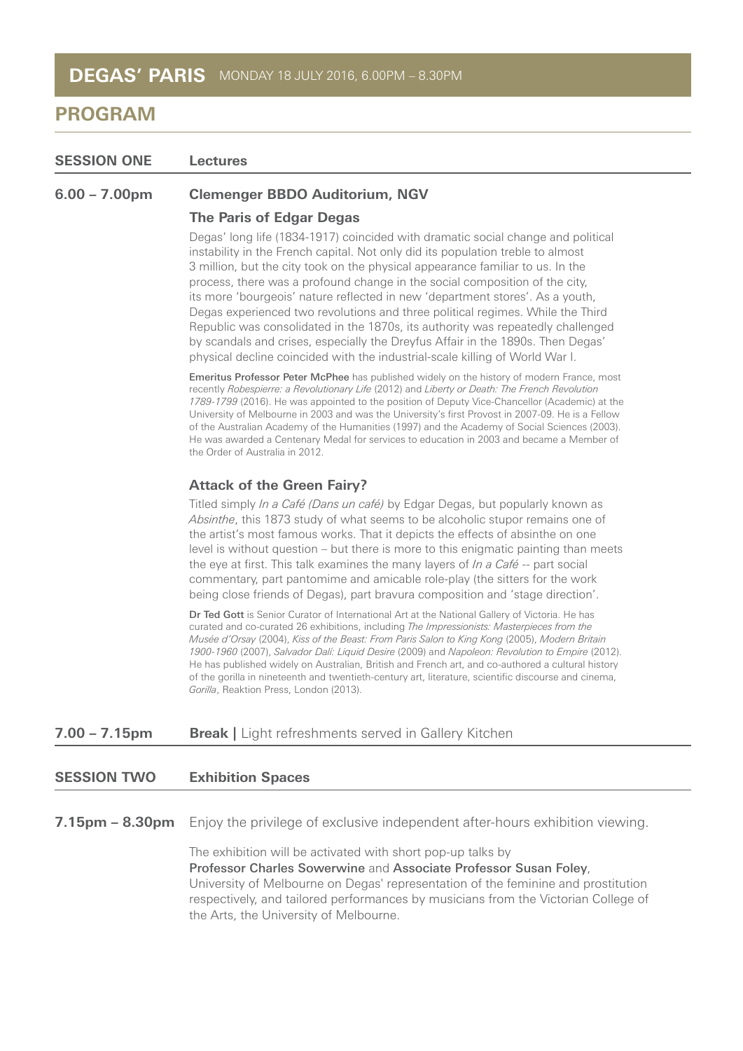# DEGAS' PARIS MONDAY 18 JULY 2016, 6.00PM – 8.30PM

## PROGRAM

**SESSION ONE** **Lectures**

**6.00 – 7.00pm** **Clemenger BBDO Auditorium, NGV**

### The Paris of Edgar Degas

Degas' long life (1834-1917) coincided with dramatic social change and political instability in the French capital. Not only did its population treble to almost 3 million, but the city took on the physical appearance familiar to us. In the process, there was a profound change in the social composition of the city, its more 'bourgeois' nature reflected in new 'department stores'. As a youth, Degas experienced two revolutions and three political regimes. While the Third Republic was consolidated in the 1870s, its authority was repeatedly challenged by scandals and crises, especially the Dreyfus Affair in the 1890s. Then Degas' physical decline coincided with the industrial-scale killing of World War I.

**Emeritus Professor Peter McPhee** has published widely on the history of modern France, most recently *Robespierre: a Revolutionary Life* (2012) and *Liberty or Death: The French Revolution 1789-1799* (2016). He was appointed to the position of Deputy Vice-Chancellor (Academic) at the University of Melbourne in 2003 and was the University's first Provost in 2007-09. He is a Fellow of the Australian Academy of the Humanities (1997) and the Academy of Social Sciences (2003). He was awarded a Centenary Medal for services to education in 2003 and became a Member of the Order of Australia in 2012.

### Attack of the Green Fairy?

Titled simply *In a Café (Dans un café)* by Edgar Degas, but popularly known as *Absinthe*, this 1873 study of what seems to be alcoholic stupor remains one of the artist's most famous works. That it depicts the effects of absinthe on one level is without question – but there is more to this enigmatic painting than meets the eye at first. This talk examines the many layers of *In a Café* -- part social commentary, part pantomime and amicable role-play (the sitters for the work being close friends of Degas), part bravura composition and 'stage direction'.

**Dr Ted Gott** is Senior Curator of International Art at the National Gallery of Victoria. He has curated and co-curated 26 exhibitions, including *The Impressionists: Masterpieces from the Musée d'Orsay* (2004), *Kiss of the Beast: From Paris Salon to King Kong* (2005), *Modern Britain 1900-1960* (2007), *Salvador Dalí: Liquid Desire* (2009) and *Napoleon: Revolution to Empire* (2012). He has published widely on Australian, British and French art, and co-authored a cultural history of the gorilla in nineteenth and twentieth-century art, literature, scientific discourse and cinema, *Gorilla*, Reaktion Press, London (2013).

**7.00 – 7.15pm** **Break |** Light refreshments served in Gallery Kitchen

**SESSION TWO** **Exhibition Spaces**

**7.15pm – 8.30pm** Enjoy the privilege of exclusive independent after-hours exhibition viewing.

The exhibition will be activated with short pop-up talks by **Professor Charles Sowerwine** and **Associate Professor Susan Foley**, University of Melbourne on Degas' representation of the feminine and prostitution respectively, and tailored performances by musicians from the Victorian College of the Arts, the University of Melbourne.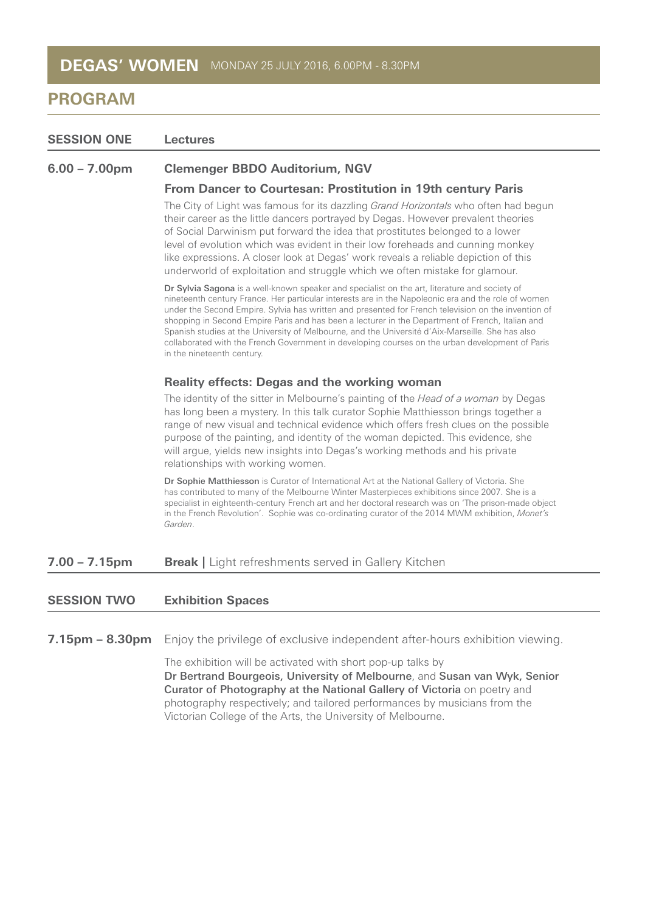# **DEGAS' WOMEN** MONDAY 25 JULY 2016, 6.00PM - 8.30PM

## PROGRAM

**SESSION ONE** **Lectures**

**6.00 – 7.00pm** **Clemenger BBDO Auditorium, NGV**

### From Dancer to Courtesan: Prostitution in 19th century Paris

The City of Light was famous for its dazzling *Grand Horizontals* who often had begun their career as the little dancers portrayed by Degas. However prevalent theories of Social Darwinism put forward the idea that prostitutes belonged to a lower level of evolution which was evident in their low foreheads and cunning monkey like expressions. A closer look at Degas' work reveals a reliable depiction of this underworld of exploitation and struggle which we often mistake for glamour.

**Dr Sylvia Sagona** is a well-known speaker and specialist on the art, literature and society of nineteenth century France. Her particular interests are in the Napoleonic era and the role of women under the Second Empire. Sylvia has written and presented for French television on the invention of shopping in Second Empire Paris and has been a lecturer in the Department of French, Italian and Spanish studies at the University of Melbourne, and the Université d'Aix-Marseille. She has also collaborated with the French Government in developing courses on the urban development of Paris in the nineteenth century.

### Reality effects: Degas and the working woman

The identity of the sitter in Melbourne's painting of the *Head of a woman* by Degas has long been a mystery. In this talk curator Sophie Matthiesson brings together a range of new visual and technical evidence which offers fresh clues on the possible purpose of the painting, and identity of the woman depicted. This evidence, she will argue, yields new insights into Degas's working methods and his private relationships with working women.

**Dr Sophie Matthiesson** is Curator of International Art at the National Gallery of Victoria. She has contributed to many of the Melbourne Winter Masterpieces exhibitions since 2007. She is a specialist in eighteenth-century French art and her doctoral research was on 'The prison-made object in the French Revolution'. Sophie was co-ordinating curator of the 2014 MWM exhibition, *Monet's Garden*.

**7.00 – 7.15pm** **Break |** Light refreshments served in Gallery Kitchen

**SESSION TWO** **Exhibition Spaces**

**7.15pm – 8.30pm** Enjoy the privilege of exclusive independent after-hours exhibition viewing.

The exhibition will be activated with short pop-up talks by Dr Bertrand Bourgeois, University of Melbourne, and Susan van Wyk, Senior Curator of Photography at the National Gallery of Victoria on poetry and photography respectively; and tailored performances by musicians from the Victorian College of the Arts, the University of Melbourne.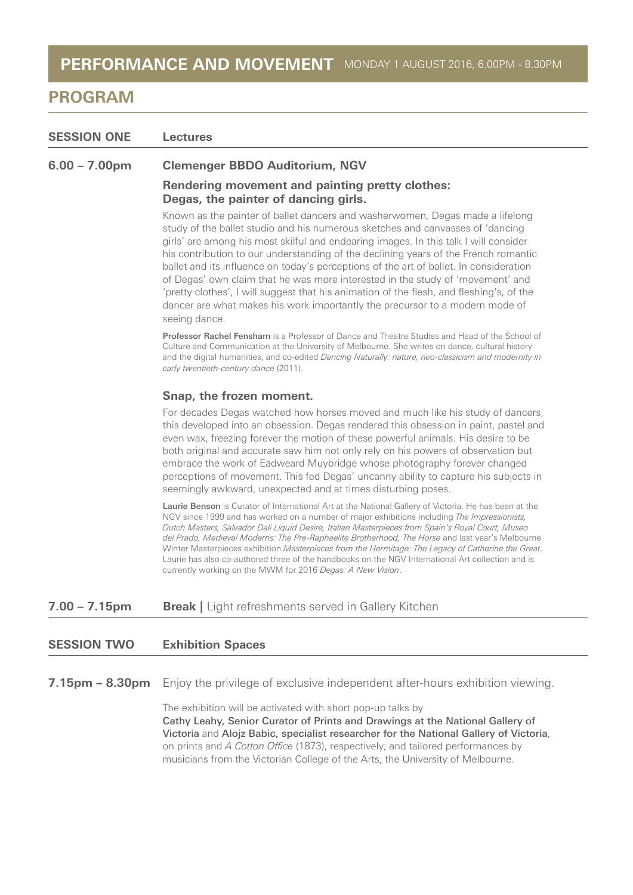# PERFORMANCE AND MOVEMENT MONDAY 1 AUGUST 2016, 6.00PM - 8.30PM

## PROGRAM

**SESSION ONE** **Lectures**

**6.00 – 7.00pm** **Clemenger BBDO Auditorium, NGV**

### Rendering movement and painting pretty clothes: Degas, the painter of dancing girls.

Known as the painter of ballet dancers and washerwomen, Degas made a lifelong study of the ballet studio and his numerous sketches and canvasses of 'dancing girls' are among his most skilful and endearing images. In this talk I will consider his contribution to our understanding of the declining years of the French romantic ballet and its influence on today's perceptions of the art of ballet. In consideration of Degas' own claim that he was more interested in the study of 'movement' and 'pretty clothes', I will suggest that his animation of the flesh, and fleshing's, of the dancer are what makes his work importantly the precursor to a modern mode of seeing dance.

**Professor Rachel Fensham** is a Professor of Dance and Theatre Studies and Head of the School of Culture and Communication at the University of Melbourne. She writes on dance, cultural history and the digital humanities, and co-edited *Dancing Naturally: nature, neo-classicism and modernity in early twentieth-century dance* (2011).

### Snap, the frozen moment.

For decades Degas watched how horses moved and much like his study of dancers, this developed into an obsession. Degas rendered this obsession in paint, pastel and even wax, freezing forever the motion of these powerful animals. His desire to be both original and accurate saw him not only rely on his powers of observation but embrace the work of Eadweard Muybridge whose photography forever changed perceptions of movement. This fed Degas' uncanny ability to capture his subjects in seemingly awkward, unexpected and at times disturbing poses.

**Laurie Benson** is Curator of International Art at the National Gallery of Victoria. He has been at the NGV since 1999 and has worked on a number of major exhibitions including *The Impressionists, Dutch Masters, Salvador Dali Liquid Desire, Italian Masterpieces from Spain's Royal Court, Museo del Prado, Medieval Moderns: The Pre-Raphaelite Brotherhood, The Horse* and last year's Melbourne Winter Masterpieces exhibition *Masterpieces from the Hermitage: The Legacy of Catherine the Great*. Laurie has also co-authored three of the handbooks on the NGV International Art collection and is currently working on the MWM for 2016 *Degas: A New Vision*.

**7.00 – 7.15pm** **Break |** Light refreshments served in Gallery Kitchen

**SESSION TWO** **Exhibition Spaces**

**7.15pm – 8.30pm** Enjoy the privilege of exclusive independent after-hours exhibition viewing.

The exhibition will be activated with short pop-up talks by **Cathy Leahy, Senior Curator of Prints and Drawings at the National Gallery of Victoria** and **Alojz Babic, specialist researcher for the National Gallery of Victoria**, on prints and *A Cotton Office* (1873), respectively; and tailored performances by musicians from the Victorian College of the Arts, the University of Melbourne.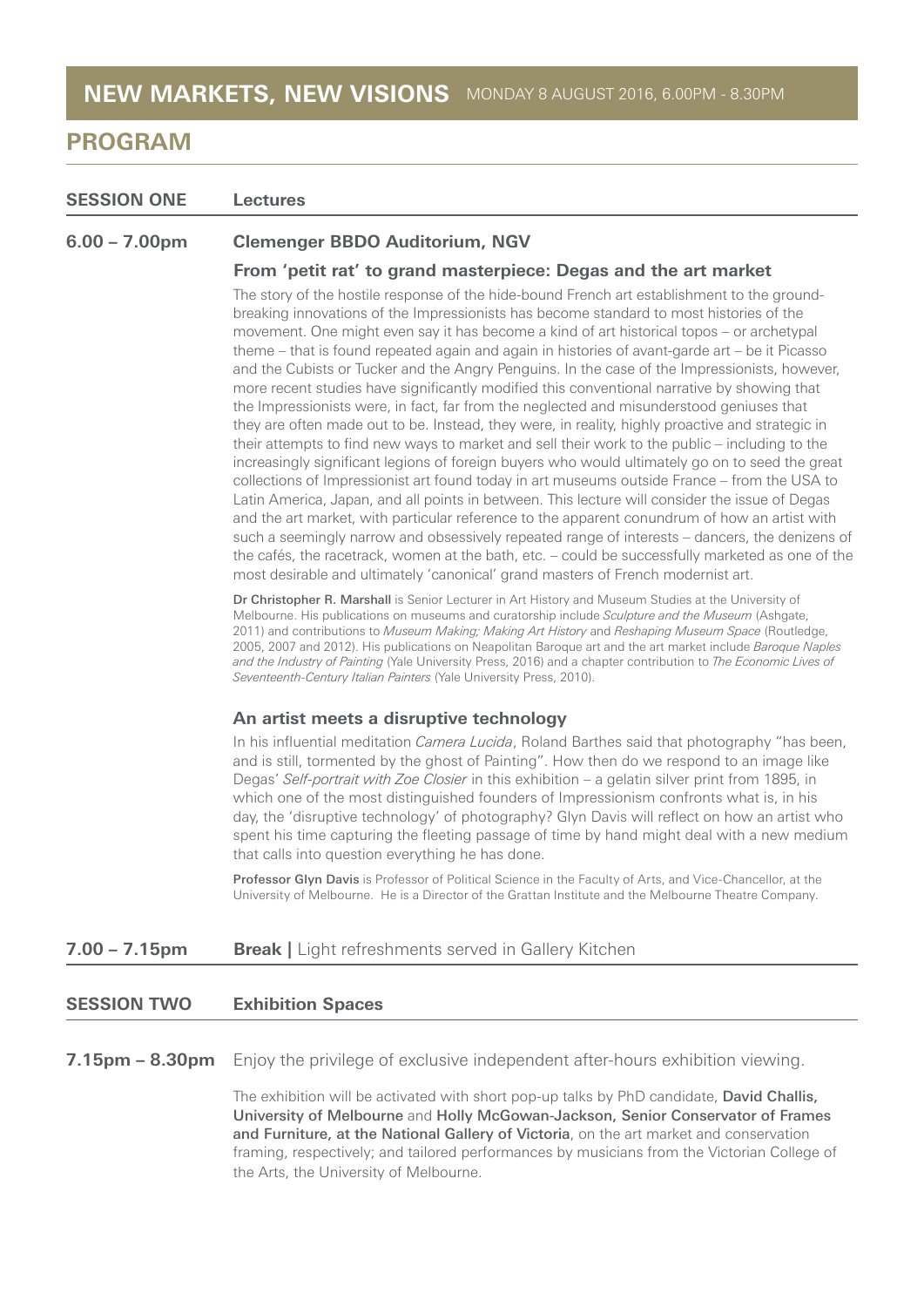# NEW MARKETS, NEW VISIONS

MONDAY 8 AUGUST 2016, 6.00PM - 8.30PM

## PROGRAM

**SESSION ONE** **Lectures**

**6.00 – 7.00pm** **Clemenger BBDO Auditorium, NGV**

### From 'petit rat' to grand masterpiece: Degas and the art market

The story of the hostile response of the hide-bound French art establishment to the ground-breaking innovations of the Impressionists has become standard to most histories of the movement. One might even say it has become a kind of art historical topos – or archetypal theme – that is found repeated again and again in histories of avant-garde art – be it Picasso and the Cubists or Tucker and the Angry Penguins. In the case of the Impressionists, however, more recent studies have significantly modified this conventional narrative by showing that the Impressionists were, in fact, far from the neglected and misunderstood geniuses that they are often made out to be. Instead, they were, in reality, highly proactive and strategic in their attempts to find new ways to market and sell their work to the public – including to the increasingly significant legions of foreign buyers who would ultimately go on to seed the great collections of Impressionist art found today in art museums outside France – from the USA to Latin America, Japan, and all points in between. This lecture will consider the issue of Degas and the art market, with particular reference to the apparent conundrum of how an artist with such a seemingly narrow and obsessively repeated range of interests – dancers, the denizens of the cafés, the racetrack, women at the bath, etc. – could be successfully marketed as one of the most desirable and ultimately 'canonical' grand masters of French modernist art.

**Dr Christopher R. Marshall** is Senior Lecturer in Art History and Museum Studies at the University of Melbourne. His publications on museums and curatorship include *Sculpture and the Museum* (Ashgate, 2011) and contributions to *Museum Making; Making Art History* and *Reshaping Museum Space* (Routledge, 2005, 2007 and 2012). His publications on Neapolitan Baroque art and the art market include *Baroque Naples and the Industry of Painting* (Yale University Press, 2016) and a chapter contribution to *The Economic Lives of Seventeenth-Century Italian Painters* (Yale University Press, 2010).

### An artist meets a disruptive technology

In his influential meditation *Camera Lucida*, Roland Barthes said that photography "has been, and is still, tormented by the ghost of Painting". How then do we respond to an image like Degas' *Self-portrait with Zoe Closier* in this exhibition – a gelatin silver print from 1895, in which one of the most distinguished founders of Impressionism confronts what is, in his day, the 'disruptive technology' of photography? Glyn Davis will reflect on how an artist who spent his time capturing the fleeting passage of time by hand might deal with a new medium that calls into question everything he has done.

**Professor Glyn Davis** is Professor of Political Science in the Faculty of Arts, and Vice-Chancellor, at the University of Melbourne. He is a Director of the Grattan Institute and the Melbourne Theatre Company.

**7.00 – 7.15pm** **Break |** Light refreshments served in Gallery Kitchen

**SESSION TWO** **Exhibition Spaces**

**7.15pm – 8.30pm** Enjoy the privilege of exclusive independent after-hours exhibition viewing.

The exhibition will be activated with short pop-up talks by PhD candidate, **David Challis, University of Melbourne** and **Holly McGowan-Jackson, Senior Conservator of Frames and Furniture, at the National Gallery of Victoria**, on the art market and conservation framing, respectively; and tailored performances by musicians from the Victorian College of the Arts, the University of Melbourne.